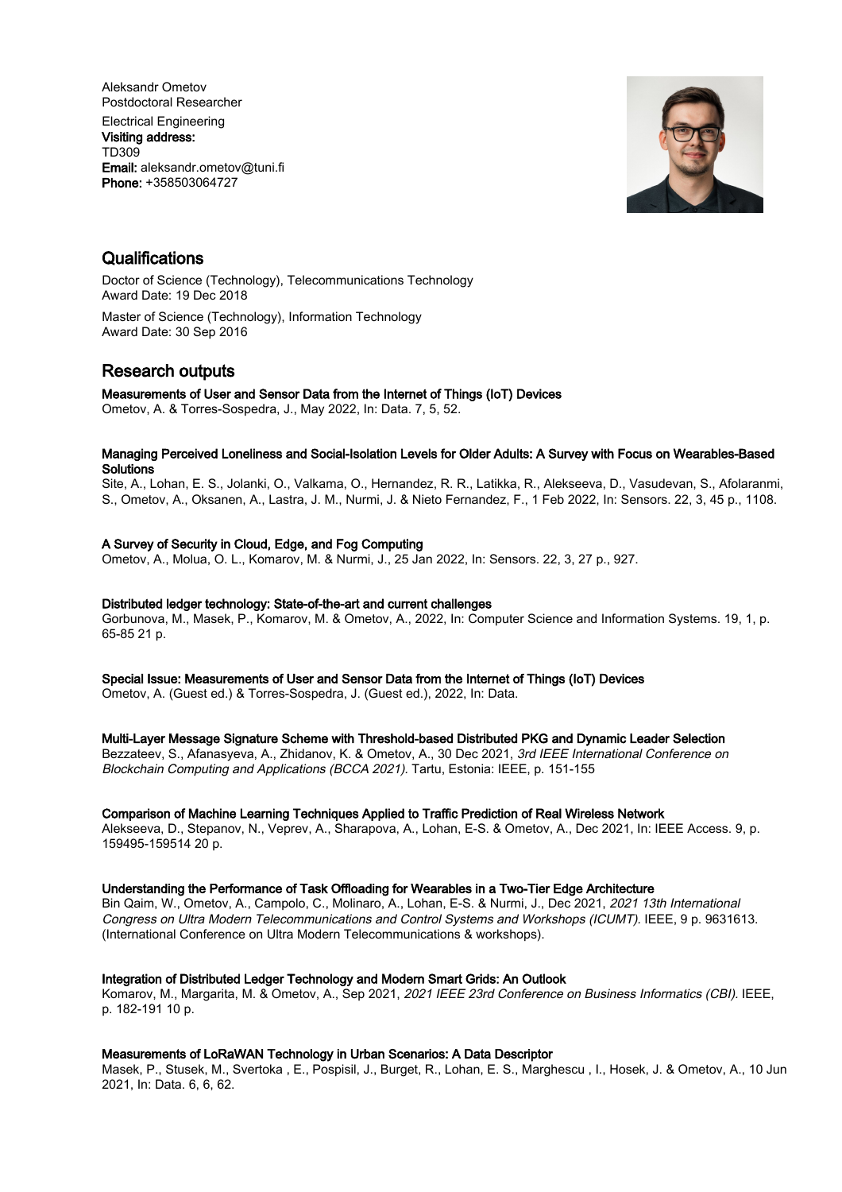Aleksandr Ometov
Postdoctoral Researcher

Electrical Engineering
**Visiting address:**
TD309
**Email:** aleksandr.ometov@tuni.fi
**Phone:** +358503064727

## Qualifications

Doctor of Science (Technology), Telecommunications Technology
Award Date: 19 Dec 2018

Master of Science (Technology), Information Technology
Award Date: 30 Sep 2016

## Research outputs

**Measurements of User and Sensor Data from the Internet of Things (IoT) Devices**
Ometov, A. & Torres-Sospedra, J., May 2022, In: Data. 7, 5, 52.

**Managing Perceived Loneliness and Social-Isolation Levels for Older Adults: A Survey with Focus on Wearables-Based Solutions**
Site, A., Lohan, E. S., Jolanki, O., Valkama, O., Hernandez, R. R., Latikka, R., Alekseeva, D., Vasudevan, S., Afolaranmi, S., Ometov, A., Oksanen, A., Lastra, J. M., Nurmi, J. & Nieto Fernandez, F., 1 Feb 2022, In: Sensors. 22, 3, 45 p., 1108.

**A Survey of Security in Cloud, Edge, and Fog Computing**
Ometov, A., Molua, O. L., Komarov, M. & Nurmi, J., 25 Jan 2022, In: Sensors. 22, 3, 27 p., 927.

**Distributed ledger technology: State-of-the-art and current challenges**
Gorbunova, M., Masek, P., Komarov, M. & Ometov, A., 2022, In: Computer Science and Information Systems. 19, 1, p. 65-85 21 p.

**Special Issue: Measurements of User and Sensor Data from the Internet of Things (IoT) Devices**
Ometov, A. (Guest ed.) & Torres-Sospedra, J. (Guest ed.), 2022, In: Data.

**Multi-Layer Message Signature Scheme with Threshold-based Distributed PKG and Dynamic Leader Selection**
Bezzateev, S., Afanasyeva, A., Zhidanov, K. & Ometov, A., 30 Dec 2021, *3rd IEEE International Conference on Blockchain Computing and Applications (BCCA 2021).* Tartu, Estonia: IEEE, p. 151-155

**Comparison of Machine Learning Techniques Applied to Traffic Prediction of Real Wireless Network**
Alekseeva, D., Stepanov, N., Veprev, A., Sharapova, A., Lohan, E-S. & Ometov, A., Dec 2021, In: IEEE Access. 9, p. 159495-159514 20 p.

**Understanding the Performance of Task Offloading for Wearables in a Two-Tier Edge Architecture**
Bin Qaim, W., Ometov, A., Campolo, C., Molinaro, A., Lohan, E-S. & Nurmi, J., Dec 2021, *2021 13th International Congress on Ultra Modern Telecommunications and Control Systems and Workshops (ICUMT).* IEEE, 9 p. 9631613. (International Conference on Ultra Modern Telecommunications & workshops).

**Integration of Distributed Ledger Technology and Modern Smart Grids: An Outlook**
Komarov, M., Margarita, M. & Ometov, A., Sep 2021, *2021 IEEE 23rd Conference on Business Informatics (CBI).* IEEE, p. 182-191 10 p.

**Measurements of LoRaWAN Technology in Urban Scenarios: A Data Descriptor**
Masek, P., Stusek, M., Svertoka , E., Pospisil, J., Burget, R., Lohan, E. S., Marghescu , I., Hosek, J. & Ometov, A., 10 Jun 2021, In: Data. 6, 6, 62.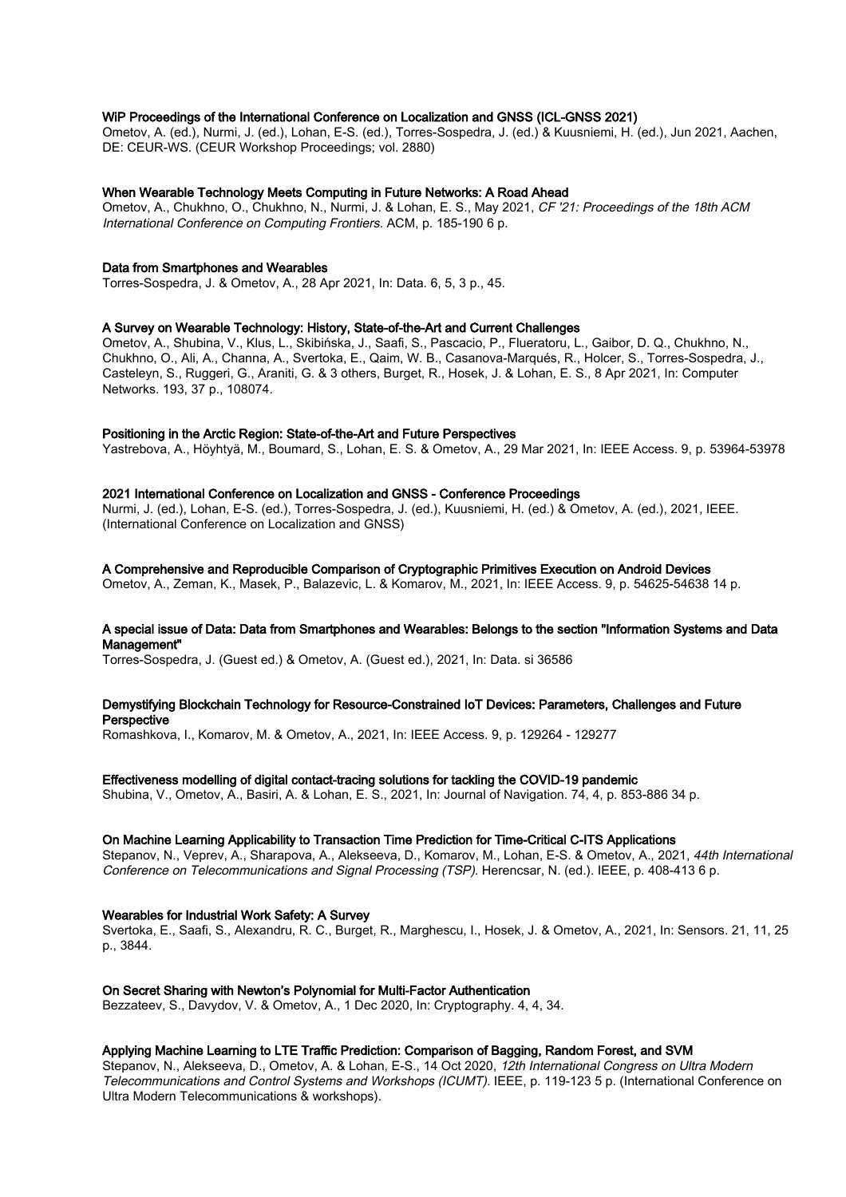**WiP Proceedings of the International Conference on Localization and GNSS (ICL-GNSS 2021)**
Ometov, A. (ed.), Nurmi, J. (ed.), Lohan, E-S. (ed.), Torres-Sospedra, J. (ed.) & Kuusniemi, H. (ed.), Jun 2021, Aachen, DE: CEUR-WS. (CEUR Workshop Proceedings; vol. 2880)

**When Wearable Technology Meets Computing in Future Networks: A Road Ahead**
Ometov, A., Chukhno, O., Chukhno, N., Nurmi, J. & Lohan, E. S., May 2021, *CF '21: Proceedings of the 18th ACM International Conference on Computing Frontiers.* ACM, p. 185-190 6 p.

**Data from Smartphones and Wearables**
Torres-Sospedra, J. & Ometov, A., 28 Apr 2021, In: Data. 6, 5, 3 p., 45.

**A Survey on Wearable Technology: History, State-of-the-Art and Current Challenges**
Ometov, A., Shubina, V., Klus, L., Skibińska, J., Saafi, S., Pascacio, P., Flueratoru, L., Gaibor, D. Q., Chukhno, N., Chukhno, O., Ali, A., Channa, A., Svertoka, E., Qaim, W. B., Casanova-Marqués, R., Holcer, S., Torres-Sospedra, J., Casteleyn, S., Ruggeri, G., Araniti, G. & 3 others, Burget, R., Hosek, J. & Lohan, E. S., 8 Apr 2021, In: Computer Networks. 193, 37 p., 108074.

**Positioning in the Arctic Region: State-of-the-Art and Future Perspectives**
Yastrebova, A., Höyhtyä, M., Boumard, S., Lohan, E. S. & Ometov, A., 29 Mar 2021, In: IEEE Access. 9, p. 53964-53978

**2021 International Conference on Localization and GNSS - Conference Proceedings**
Nurmi, J. (ed.), Lohan, E-S. (ed.), Torres-Sospedra, J. (ed.), Kuusniemi, H. (ed.) & Ometov, A. (ed.), 2021, IEEE. (International Conference on Localization and GNSS)

**A Comprehensive and Reproducible Comparison of Cryptographic Primitives Execution on Android Devices**
Ometov, A., Zeman, K., Masek, P., Balazevic, L. & Komarov, M., 2021, In: IEEE Access. 9, p. 54625-54638 14 p.

**A special issue of Data: Data from Smartphones and Wearables: Belongs to the section "Information Systems and Data Management"**
Torres-Sospedra, J. (Guest ed.) & Ometov, A. (Guest ed.), 2021, In: Data. si 36586

**Demystifying Blockchain Technology for Resource-Constrained IoT Devices: Parameters, Challenges and Future Perspective**
Romashkova, I., Komarov, M. & Ometov, A., 2021, In: IEEE Access. 9, p. 129264 - 129277

**Effectiveness modelling of digital contact-tracing solutions for tackling the COVID-19 pandemic**
Shubina, V., Ometov, A., Basiri, A. & Lohan, E. S., 2021, In: Journal of Navigation. 74, 4, p. 853-886 34 p.

**On Machine Learning Applicability to Transaction Time Prediction for Time-Critical C-ITS Applications**
Stepanov, N., Veprev, A., Sharapova, A., Alekseeva, D., Komarov, M., Lohan, E-S. & Ometov, A., 2021, *44th International Conference on Telecommunications and Signal Processing (TSP).* Herencsar, N. (ed.). IEEE, p. 408-413 6 p.

**Wearables for Industrial Work Safety: A Survey**
Svertoka, E., Saafi, S., Alexandru, R. C., Burget, R., Marghescu, I., Hosek, J. & Ometov, A., 2021, In: Sensors. 21, 11, 25 p., 3844.

**On Secret Sharing with Newton's Polynomial for Multi-Factor Authentication**
Bezzateev, S., Davydov, V. & Ometov, A., 1 Dec 2020, In: Cryptography. 4, 4, 34.

**Applying Machine Learning to LTE Traffic Prediction: Comparison of Bagging, Random Forest, and SVM**
Stepanov, N., Alekseeva, D., Ometov, A. & Lohan, E-S., 14 Oct 2020, *12th International Congress on Ultra Modern Telecommunications and Control Systems and Workshops (ICUMT).* IEEE, p. 119-123 5 p. (International Conference on Ultra Modern Telecommunications & workshops).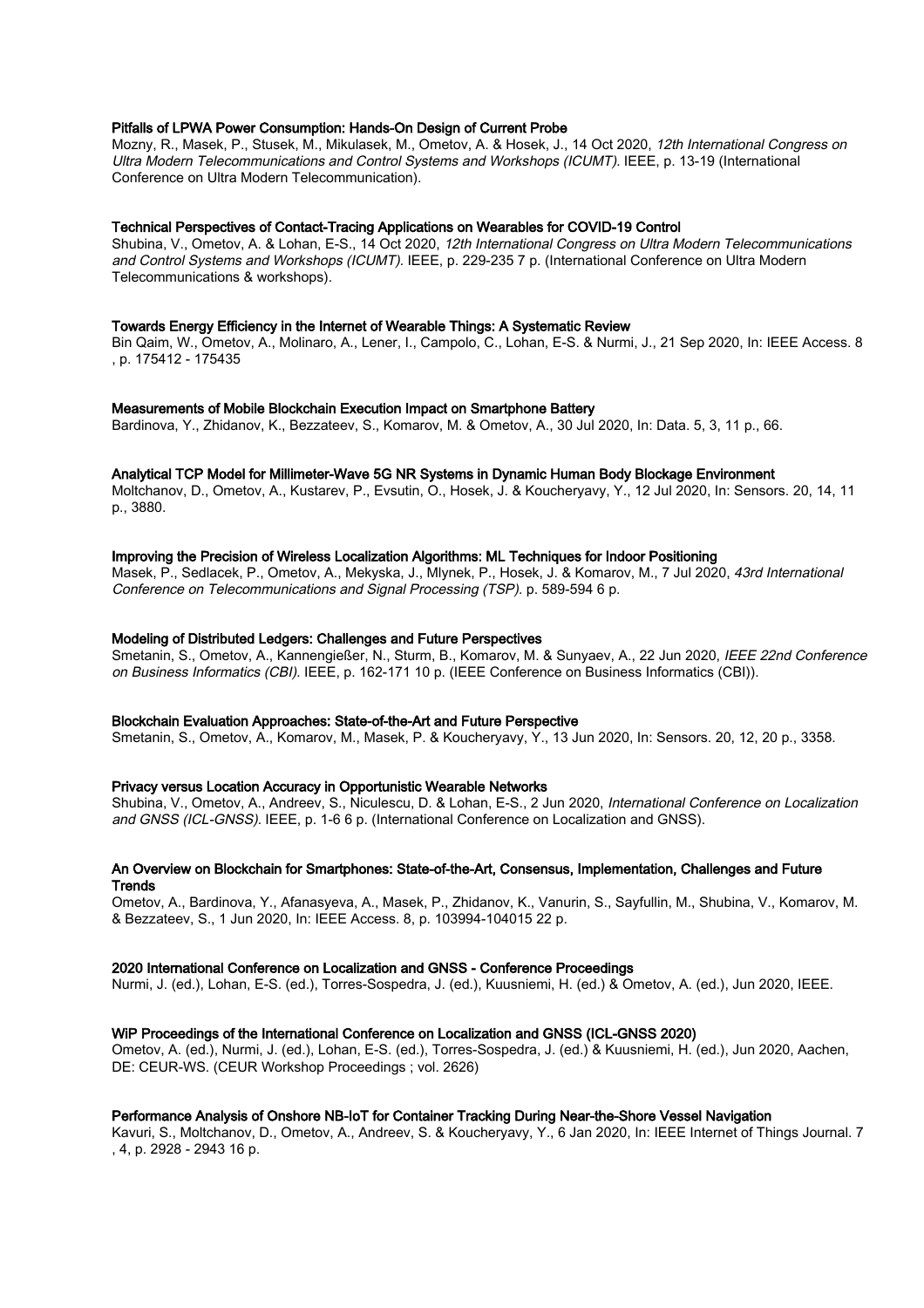**Pitfalls of LPWA Power Consumption: Hands-On Design of Current Probe**

Mozny, R., Masek, P., Stusek, M., Mikulasek, M., Ometov, A. & Hosek, J., 14 Oct 2020, *12th International Congress on Ultra Modern Telecommunications and Control Systems and Workshops (ICUMT)*. IEEE, p. 13-19 (International Conference on Ultra Modern Telecommunication).

**Technical Perspectives of Contact-Tracing Applications on Wearables for COVID-19 Control**

Shubina, V., Ometov, A. & Lohan, E-S., 14 Oct 2020, *12th International Congress on Ultra Modern Telecommunications and Control Systems and Workshops (ICUMT)*. IEEE, p. 229-235 7 p. (International Conference on Ultra Modern Telecommunications & workshops).

**Towards Energy Efficiency in the Internet of Wearable Things: A Systematic Review**

Bin Qaim, W., Ometov, A., Molinaro, A., Lener, I., Campolo, C., Lohan, E-S. & Nurmi, J., 21 Sep 2020, In: IEEE Access. 8 , p. 175412 - 175435

**Measurements of Mobile Blockchain Execution Impact on Smartphone Battery**

Bardinova, Y., Zhidanov, K., Bezzateev, S., Komarov, M. & Ometov, A., 30 Jul 2020, In: Data. 5, 3, 11 p., 66.

**Analytical TCP Model for Millimeter-Wave 5G NR Systems in Dynamic Human Body Blockage Environment**

Moltchanov, D., Ometov, A., Kustarev, P., Evsutin, O., Hosek, J. & Koucheryavy, Y., 12 Jul 2020, In: Sensors. 20, 14, 11 p., 3880.

**Improving the Precision of Wireless Localization Algorithms: ML Techniques for Indoor Positioning**

Masek, P., Sedlacek, P., Ometov, A., Mekyska, J., Mlynek, P., Hosek, J. & Komarov, M., 7 Jul 2020, *43rd International Conference on Telecommunications and Signal Processing (TSP)*. p. 589-594 6 p.

**Modeling of Distributed Ledgers: Challenges and Future Perspectives**

Smetanin, S., Ometov, A., Kannengießer, N., Sturm, B., Komarov, M. & Sunyaev, A., 22 Jun 2020, *IEEE 22nd Conference on Business Informatics (CBI)*. IEEE, p. 162-171 10 p. (IEEE Conference on Business Informatics (CBI)).

**Blockchain Evaluation Approaches: State-of-the-Art and Future Perspective**

Smetanin, S., Ometov, A., Komarov, M., Masek, P. & Koucheryavy, Y., 13 Jun 2020, In: Sensors. 20, 12, 20 p., 3358.

**Privacy versus Location Accuracy in Opportunistic Wearable Networks**

Shubina, V., Ometov, A., Andreev, S., Niculescu, D. & Lohan, E-S., 2 Jun 2020, *International Conference on Localization and GNSS (ICL-GNSS)*. IEEE, p. 1-6 6 p. (International Conference on Localization and GNSS).

**An Overview on Blockchain for Smartphones: State-of-the-Art, Consensus, Implementation, Challenges and Future Trends**

Ometov, A., Bardinova, Y., Afanasyeva, A., Masek, P., Zhidanov, K., Vanurin, S., Sayfullin, M., Shubina, V., Komarov, M. & Bezzateev, S., 1 Jun 2020, In: IEEE Access. 8, p. 103994-104015 22 p.

**2020 International Conference on Localization and GNSS - Conference Proceedings**

Nurmi, J. (ed.), Lohan, E-S. (ed.), Torres-Sospedra, J. (ed.), Kuusniemi, H. (ed.) & Ometov, A. (ed.), Jun 2020, IEEE.

**WiP Proceedings of the International Conference on Localization and GNSS (ICL-GNSS 2020)**

Ometov, A. (ed.), Nurmi, J. (ed.), Lohan, E-S. (ed.), Torres-Sospedra, J. (ed.) & Kuusniemi, H. (ed.), Jun 2020, Aachen, DE: CEUR-WS. (CEUR Workshop Proceedings ; vol. 2626)

**Performance Analysis of Onshore NB-IoT for Container Tracking During Near-the-Shore Vessel Navigation**

Kavuri, S., Moltchanov, D., Ometov, A., Andreev, S. & Koucheryavy, Y., 6 Jan 2020, In: IEEE Internet of Things Journal. 7 , 4, p. 2928 - 2943 16 p.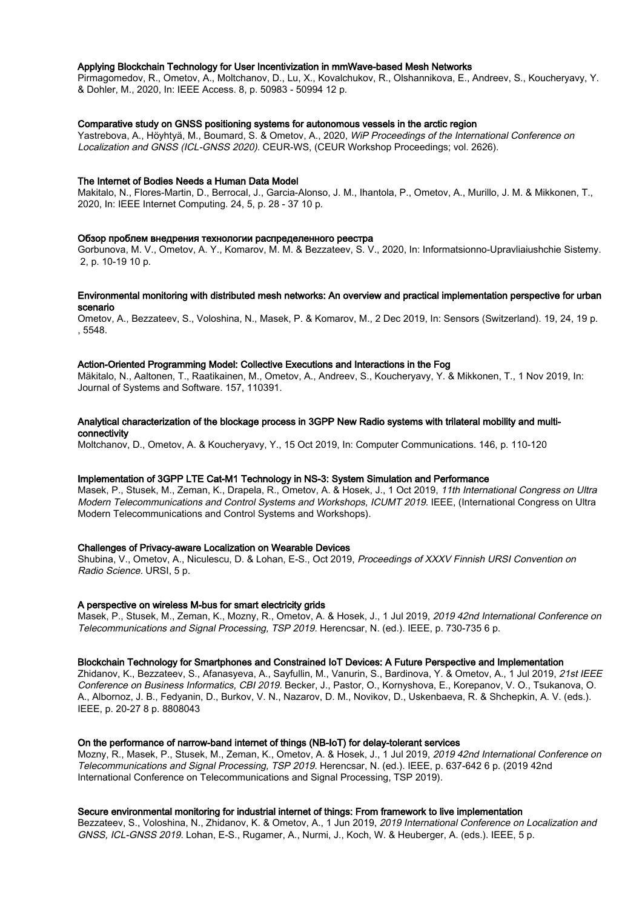**Applying Blockchain Technology for User Incentivization in mmWave-based Mesh Networks**
Pirmagomedov, R., Ometov, A., Moltchanov, D., Lu, X., Kovalchukov, R., Olshannikova, E., Andreev, S., Koucheryavy, Y. & Dohler, M., 2020, In: IEEE Access. 8, p. 50983 - 50994 12 p.

**Comparative study on GNSS positioning systems for autonomous vessels in the arctic region**
Yastrebova, A., Höyhtyä, M., Boumard, S. & Ometov, A., 2020, *WiP Proceedings of the International Conference on Localization and GNSS (ICL-GNSS 2020).* CEUR-WS, (CEUR Workshop Proceedings; vol. 2626).

**The Internet of Bodies Needs a Human Data Model**
Makitalo, N., Flores-Martin, D., Berrocal, J., Garcia-Alonso, J. M., Ihantola, P., Ometov, A., Murillo, J. M. & Mikkonen, T., 2020, In: IEEE Internet Computing. 24, 5, p. 28 - 37 10 p.

**Обзор проблем внедрения технологии распределенного реестра**
Gorbunova, M. V., Ometov, A. Y., Komarov, M. M. & Bezzateev, S. V., 2020, In: Informatsionno-Upravliaiushchie Sistemy. 2, p. 10-19 10 p.

**Environmental monitoring with distributed mesh networks: An overview and practical implementation perspective for urban scenario**
Ometov, A., Bezzateev, S., Voloshina, N., Masek, P. & Komarov, M., 2 Dec 2019, In: Sensors (Switzerland). 19, 24, 19 p., 5548.

**Action-Oriented Programming Model: Collective Executions and Interactions in the Fog**
Mäkitalo, N., Aaltonen, T., Raatikainen, M., Ometov, A., Andreev, S., Koucheryavy, Y. & Mikkonen, T., 1 Nov 2019, In: Journal of Systems and Software. 157, 110391.

**Analytical characterization of the blockage process in 3GPP New Radio systems with trilateral mobility and multi-connectivity**
Moltchanov, D., Ometov, A. & Koucheryavy, Y., 15 Oct 2019, In: Computer Communications. 146, p. 110-120

**Implementation of 3GPP LTE Cat-M1 Technology in NS-3: System Simulation and Performance**
Masek, P., Stusek, M., Zeman, K., Drapela, R., Ometov, A. & Hosek, J., 1 Oct 2019, *11th International Congress on Ultra Modern Telecommunications and Control Systems and Workshops, ICUMT 2019.* IEEE, (International Congress on Ultra Modern Telecommunications and Control Systems and Workshops).

**Challenges of Privacy-aware Localization on Wearable Devices**
Shubina, V., Ometov, A., Niculescu, D. & Lohan, E-S., Oct 2019, *Proceedings of XXXV Finnish URSI Convention on Radio Science.* URSI, 5 p.

**A perspective on wireless M-bus for smart electricity grids**
Masek, P., Stusek, M., Zeman, K., Mozny, R., Ometov, A. & Hosek, J., 1 Jul 2019, *2019 42nd International Conference on Telecommunications and Signal Processing, TSP 2019.* Herencsar, N. (ed.). IEEE, p. 730-735 6 p.

**Blockchain Technology for Smartphones and Constrained IoT Devices: A Future Perspective and Implementation**
Zhidanov, K., Bezzateev, S., Afanasyeva, A., Sayfullin, M., Vanurin, S., Bardinova, Y. & Ometov, A., 1 Jul 2019, *21st IEEE Conference on Business Informatics, CBI 2019.* Becker, J., Pastor, O., Kornyshova, E., Korepanov, V. O., Tsukanova, O. A., Albornoz, J. B., Fedyanin, D., Burkov, V. N., Nazarov, D. M., Novikov, D., Uskenbaeva, R. & Shchepkin, A. V. (eds.). IEEE, p. 20-27 8 p. 8808043

**On the performance of narrow-band internet of things (NB-IoT) for delay-tolerant services**
Mozny, R., Masek, P., Stusek, M., Zeman, K., Ometov, A. & Hosek, J., 1 Jul 2019, *2019 42nd International Conference on Telecommunications and Signal Processing, TSP 2019.* Herencsar, N. (ed.). IEEE, p. 637-642 6 p. (2019 42nd International Conference on Telecommunications and Signal Processing, TSP 2019).

**Secure environmental monitoring for industrial internet of things: From framework to live implementation**
Bezzateev, S., Voloshina, N., Zhidanov, K. & Ometov, A., 1 Jun 2019, *2019 International Conference on Localization and GNSS, ICL-GNSS 2019.* Lohan, E-S., Rugamer, A., Nurmi, J., Koch, W. & Heuberger, A. (eds.). IEEE, 5 p.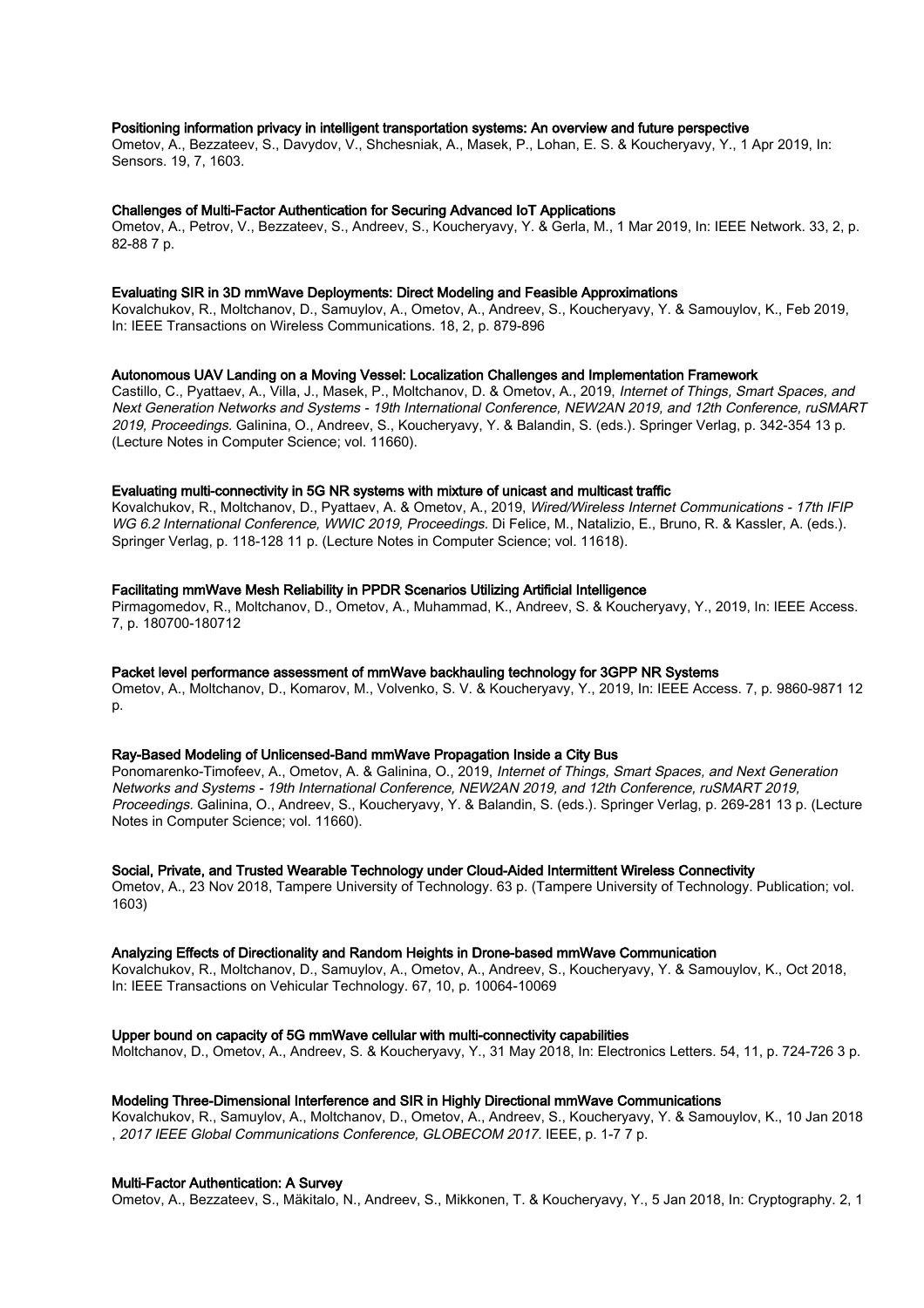**Positioning information privacy in intelligent transportation systems: An overview and future perspective**
Ometov, A., Bezzateev, S., Davydov, V., Shchesniak, A., Masek, P., Lohan, E. S. & Koucheryavy, Y., 1 Apr 2019, In: Sensors. 19, 7, 1603.

**Challenges of Multi-Factor Authentication for Securing Advanced IoT Applications**
Ometov, A., Petrov, V., Bezzateev, S., Andreev, S., Koucheryavy, Y. & Gerla, M., 1 Mar 2019, In: IEEE Network. 33, 2, p. 82-88 7 p.

**Evaluating SIR in 3D mmWave Deployments: Direct Modeling and Feasible Approximations**
Kovalchukov, R., Moltchanov, D., Samuylov, A., Ometov, A., Andreev, S., Koucheryavy, Y. & Samouylov, K., Feb 2019, In: IEEE Transactions on Wireless Communications. 18, 2, p. 879-896

**Autonomous UAV Landing on a Moving Vessel: Localization Challenges and Implementation Framework**
Castillo, C., Pyattaev, A., Villa, J., Masek, P., Moltchanov, D. & Ometov, A., 2019, *Internet of Things, Smart Spaces, and Next Generation Networks and Systems - 19th International Conference, NEW2AN 2019, and 12th Conference, ruSMART 2019, Proceedings.* Galinina, O., Andreev, S., Koucheryavy, Y. & Balandin, S. (eds.). Springer Verlag, p. 342-354 13 p. (Lecture Notes in Computer Science; vol. 11660).

**Evaluating multi-connectivity in 5G NR systems with mixture of unicast and multicast traffic**
Kovalchukov, R., Moltchanov, D., Pyattaev, A. & Ometov, A., 2019, *Wired/Wireless Internet Communications - 17th IFIP WG 6.2 International Conference, WWIC 2019, Proceedings.* Di Felice, M., Natalizio, E., Bruno, R. & Kassler, A. (eds.). Springer Verlag, p. 118-128 11 p. (Lecture Notes in Computer Science; vol. 11618).

**Facilitating mmWave Mesh Reliability in PPDR Scenarios Utilizing Artificial Intelligence**
Pirmagomedov, R., Moltchanov, D., Ometov, A., Muhammad, K., Andreev, S. & Koucheryavy, Y., 2019, In: IEEE Access. 7, p. 180700-180712

**Packet level performance assessment of mmWave backhauling technology for 3GPP NR Systems**
Ometov, A., Moltchanov, D., Komarov, M., Volvenko, S. V. & Koucheryavy, Y., 2019, In: IEEE Access. 7, p. 9860-9871 12 p.

**Ray-Based Modeling of Unlicensed-Band mmWave Propagation Inside a City Bus**
Ponomarenko-Timofeev, A., Ometov, A. & Galinina, O., 2019, *Internet of Things, Smart Spaces, and Next Generation Networks and Systems - 19th International Conference, NEW2AN 2019, and 12th Conference, ruSMART 2019, Proceedings.* Galinina, O., Andreev, S., Koucheryavy, Y. & Balandin, S. (eds.). Springer Verlag, p. 269-281 13 p. (Lecture Notes in Computer Science; vol. 11660).

**Social, Private, and Trusted Wearable Technology under Cloud-Aided Intermittent Wireless Connectivity**
Ometov, A., 23 Nov 2018, Tampere University of Technology. 63 p. (Tampere University of Technology. Publication; vol. 1603)

**Analyzing Effects of Directionality and Random Heights in Drone-based mmWave Communication**
Kovalchukov, R., Moltchanov, D., Samuylov, A., Ometov, A., Andreev, S., Koucheryavy, Y. & Samouylov, K., Oct 2018, In: IEEE Transactions on Vehicular Technology. 67, 10, p. 10064-10069

**Upper bound on capacity of 5G mmWave cellular with multi-connectivity capabilities**
Moltchanov, D., Ometov, A., Andreev, S. & Koucheryavy, Y., 31 May 2018, In: Electronics Letters. 54, 11, p. 724-726 3 p.

**Modeling Three-Dimensional Interference and SIR in Highly Directional mmWave Communications**
Kovalchukov, R., Samuylov, A., Moltchanov, D., Ometov, A., Andreev, S., Koucheryavy, Y. & Samouylov, K., 10 Jan 2018 , *2017 IEEE Global Communications Conference, GLOBECOM 2017.* IEEE, p. 1-7 7 p.

**Multi-Factor Authentication: A Survey**
Ometov, A., Bezzateev, S., Mäkitalo, N., Andreev, S., Mikkonen, T. & Koucheryavy, Y., 5 Jan 2018, In: Cryptography. 2, 1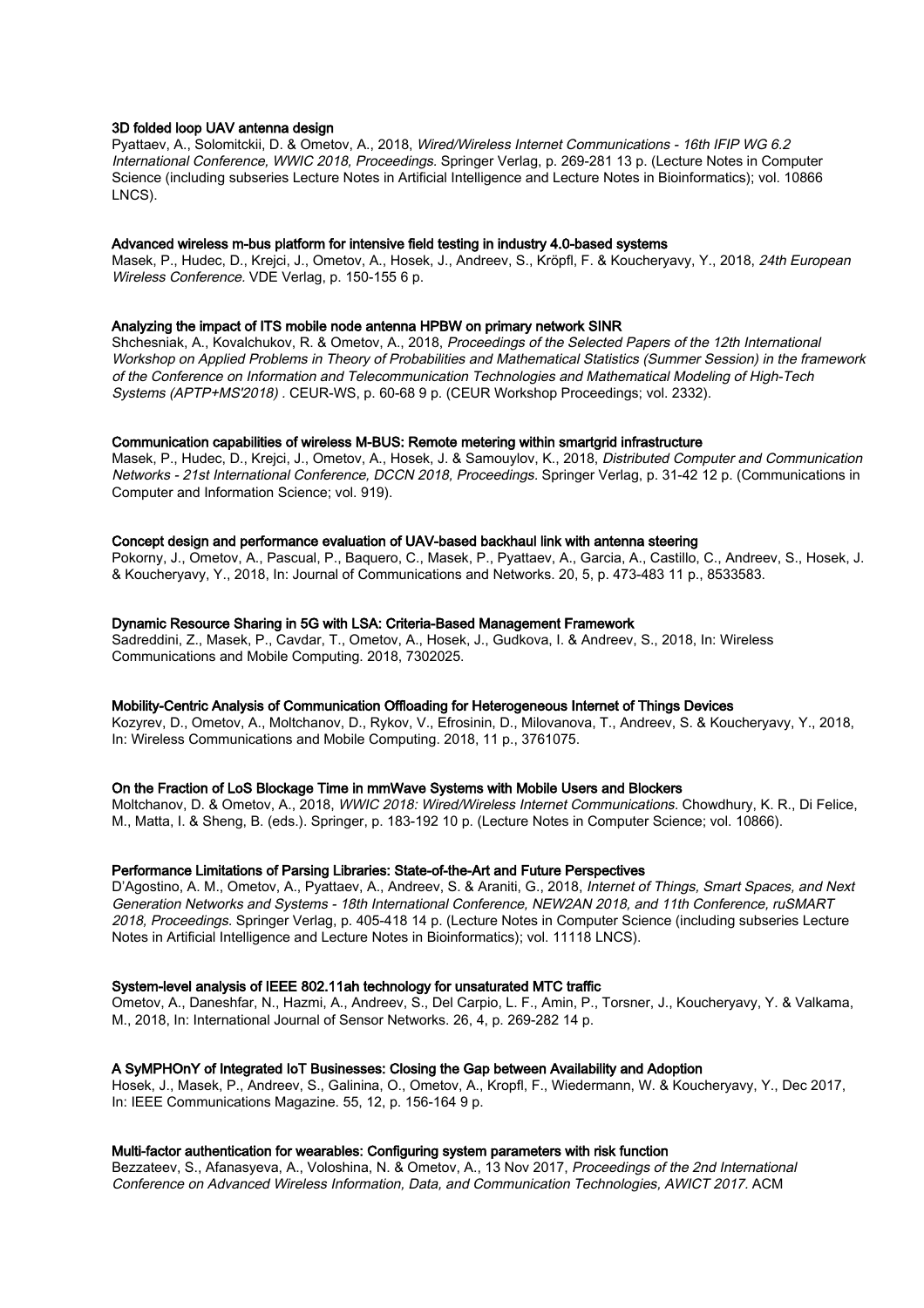**3D folded loop UAV antenna design**
Pyattaev, A., Solomitckii, D. & Ometov, A., 2018, *Wired/Wireless Internet Communications - 16th IFIP WG 6.2 International Conference, WWIC 2018, Proceedings.* Springer Verlag, p. 269-281 13 p. (Lecture Notes in Computer Science (including subseries Lecture Notes in Artificial Intelligence and Lecture Notes in Bioinformatics); vol. 10866 LNCS).

**Advanced wireless m-bus platform for intensive field testing in industry 4.0-based systems**
Masek, P., Hudec, D., Krejci, J., Ometov, A., Hosek, J., Andreev, S., Kröpfl, F. & Koucheryavy, Y., 2018, *24th European Wireless Conference.* VDE Verlag, p. 150-155 6 p.

**Analyzing the impact of ITS mobile node antenna HPBW on primary network SINR**
Shchesniak, A., Kovalchukov, R. & Ometov, A., 2018, *Proceedings of the Selected Papers of the 12th International Workshop on Applied Problems in Theory of Probabilities and Mathematical Statistics (Summer Session) in the framework of the Conference on Information and Telecommunication Technologies and Mathematical Modeling of High-Tech Systems (APTP+MS'2018)* . CEUR-WS, p. 60-68 9 p. (CEUR Workshop Proceedings; vol. 2332).

**Communication capabilities of wireless M-BUS: Remote metering within smartgrid infrastructure**
Masek, P., Hudec, D., Krejci, J., Ometov, A., Hosek, J. & Samouylov, K., 2018, *Distributed Computer and Communication Networks - 21st International Conference, DCCN 2018, Proceedings.* Springer Verlag, p. 31-42 12 p. (Communications in Computer and Information Science; vol. 919).

**Concept design and performance evaluation of UAV-based backhaul link with antenna steering**
Pokorny, J., Ometov, A., Pascual, P., Baquero, C., Masek, P., Pyattaev, A., Garcia, A., Castillo, C., Andreev, S., Hosek, J. & Koucheryavy, Y., 2018, In: Journal of Communications and Networks. 20, 5, p. 473-483 11 p., 8533583.

**Dynamic Resource Sharing in 5G with LSA: Criteria-Based Management Framework**
Sadreddini, Z., Masek, P., Cavdar, T., Ometov, A., Hosek, J., Gudkova, I. & Andreev, S., 2018, In: Wireless Communications and Mobile Computing. 2018, 7302025.

**Mobility-Centric Analysis of Communication Offloading for Heterogeneous Internet of Things Devices**
Kozyrev, D., Ometov, A., Moltchanov, D., Rykov, V., Efrosinin, D., Milovanova, T., Andreev, S. & Koucheryavy, Y., 2018, In: Wireless Communications and Mobile Computing. 2018, 11 p., 3761075.

**On the Fraction of LoS Blockage Time in mmWave Systems with Mobile Users and Blockers**
Moltchanov, D. & Ometov, A., 2018, *WWIC 2018: Wired/Wireless Internet Communications.* Chowdhury, K. R., Di Felice, M., Matta, I. & Sheng, B. (eds.). Springer, p. 183-192 10 p. (Lecture Notes in Computer Science; vol. 10866).

**Performance Limitations of Parsing Libraries: State-of-the-Art and Future Perspectives**
D'Agostino, A. M., Ometov, A., Pyattaev, A., Andreev, S. & Araniti, G., 2018, *Internet of Things, Smart Spaces, and Next Generation Networks and Systems - 18th International Conference, NEW2AN 2018, and 11th Conference, ruSMART 2018, Proceedings.* Springer Verlag, p. 405-418 14 p. (Lecture Notes in Computer Science (including subseries Lecture Notes in Artificial Intelligence and Lecture Notes in Bioinformatics); vol. 11118 LNCS).

**System-level analysis of IEEE 802.11ah technology for unsaturated MTC traffic**
Ometov, A., Daneshfar, N., Hazmi, A., Andreev, S., Del Carpio, L. F., Amin, P., Torsner, J., Koucheryavy, Y. & Valkama, M., 2018, In: International Journal of Sensor Networks. 26, 4, p. 269-282 14 p.

**A SyMPHOnY of Integrated IoT Businesses: Closing the Gap between Availability and Adoption**
Hosek, J., Masek, P., Andreev, S., Galinina, O., Ometov, A., Kropfl, F., Wiedermann, W. & Koucheryavy, Y., Dec 2017, In: IEEE Communications Magazine. 55, 12, p. 156-164 9 p.

**Multi-factor authentication for wearables: Configuring system parameters with risk function**
Bezzateev, S., Afanasyeva, A., Voloshina, N. & Ometov, A., 13 Nov 2017, *Proceedings of the 2nd International Conference on Advanced Wireless Information, Data, and Communication Technologies, AWICT 2017.* ACM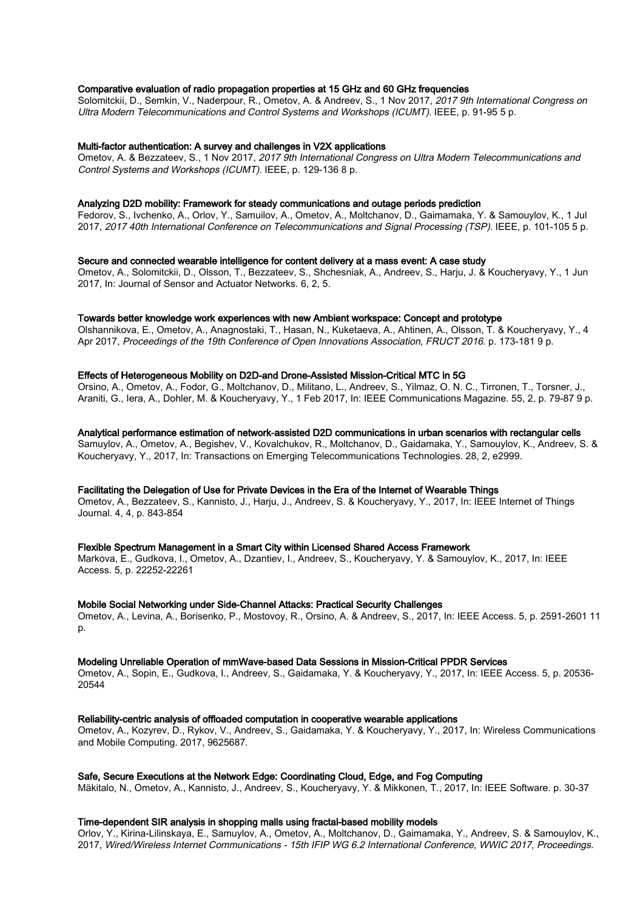**Comparative evaluation of radio propagation properties at 15 GHz and 60 GHz frequencies**
Solomitckii, D., Semkin, V., Naderpour, R., Ometov, A. & Andreev, S., 1 Nov 2017, *2017 9th International Congress on Ultra Modern Telecommunications and Control Systems and Workshops (ICUMT)*. IEEE, p. 91-95 5 p.

**Multi-factor authentication: A survey and challenges in V2X applications**
Ometov, A. & Bezzateev, S., 1 Nov 2017, *2017 9th International Congress on Ultra Modern Telecommunications and Control Systems and Workshops (ICUMT)*. IEEE, p. 129-136 8 p.

**Analyzing D2D mobility: Framework for steady communications and outage periods prediction**
Fedorov, S., Ivchenko, A., Orlov, Y., Samuilov, A., Ometov, A., Moltchanov, D., Gaimamaka, Y. & Samouylov, K., 1 Jul 2017, *2017 40th International Conference on Telecommunications and Signal Processing (TSP)*. IEEE, p. 101-105 5 p.

**Secure and connected wearable intelligence for content delivery at a mass event: A case study**
Ometov, A., Solomitckii, D., Olsson, T., Bezzateev, S., Shchesniak, A., Andreev, S., Harju, J. & Koucheryavy, Y., 1 Jun 2017, In: Journal of Sensor and Actuator Networks. 6, 2, 5.

**Towards better knowledge work experiences with new Ambient workspace: Concept and prototype**
Olshannikova, E., Ometov, A., Anagnostaki, T., Hasan, N., Kuketaeva, A., Ahtinen, A., Olsson, T. & Koucheryavy, Y., 4 Apr 2017, *Proceedings of the 19th Conference of Open Innovations Association, FRUCT 2016*. p. 173-181 9 p.

**Effects of Heterogeneous Mobility on D2D-and Drone-Assisted Mission-Critical MTC in 5G**
Orsino, A., Ometov, A., Fodor, G., Moltchanov, D., Militano, L., Andreev, S., Yilmaz, O. N. C., Tirronen, T., Torsner, J., Araniti, G., Iera, A., Dohler, M. & Koucheryavy, Y., 1 Feb 2017, In: IEEE Communications Magazine. 55, 2, p. 79-87 9 p.

**Analytical performance estimation of network-assisted D2D communications in urban scenarios with rectangular cells**
Samuylov, A., Ometov, A., Begishev, V., Kovalchukov, R., Moltchanov, D., Gaidamaka, Y., Samouylov, K., Andreev, S. & Koucheryavy, Y., 2017, In: Transactions on Emerging Telecommunications Technologies. 28, 2, e2999.

**Facilitating the Delegation of Use for Private Devices in the Era of the Internet of Wearable Things**
Ometov, A., Bezzateev, S., Kannisto, J., Harju, J., Andreev, S. & Koucheryavy, Y., 2017, In: IEEE Internet of Things Journal. 4, 4, p. 843-854

**Flexible Spectrum Management in a Smart City within Licensed Shared Access Framework**
Markova, E., Gudkova, I., Ometov, A., Dzantiev, I., Andreev, S., Koucheryavy, Y. & Samouylov, K., 2017, In: IEEE Access. 5, p. 22252-22261

**Mobile Social Networking under Side-Channel Attacks: Practical Security Challenges**
Ometov, A., Levina, A., Borisenko, P., Mostovoy, R., Orsino, A. & Andreev, S., 2017, In: IEEE Access. 5, p. 2591-2601 11 p.

**Modeling Unreliable Operation of mmWave-based Data Sessions in Mission-Critical PPDR Services**
Ometov, A., Sopin, E., Gudkova, I., Andreev, S., Gaidamaka, Y. & Koucheryavy, Y., 2017, In: IEEE Access. 5, p. 20536-20544

**Reliability-centric analysis of offloaded computation in cooperative wearable applications**
Ometov, A., Kozyrev, D., Rykov, V., Andreev, S., Gaidamaka, Y. & Koucheryavy, Y., 2017, In: Wireless Communications and Mobile Computing. 2017, 9625687.

**Safe, Secure Executions at the Network Edge: Coordinating Cloud, Edge, and Fog Computing**
Mäkitalo, N., Ometov, A., Kannisto, J., Andreev, S., Koucheryavy, Y. & Mikkonen, T., 2017, In: IEEE Software. p. 30-37

**Time-dependent SIR analysis in shopping malls using fractal-based mobility models**
Orlov, Y., Kirina-Lilinskaya, E., Samuylov, A., Ometov, A., Moltchanov, D., Gaimamaka, Y., Andreev, S. & Samouylov, K., 2017, *Wired/Wireless Internet Communications - 15th IFIP WG 6.2 International Conference, WWIC 2017, Proceedings.*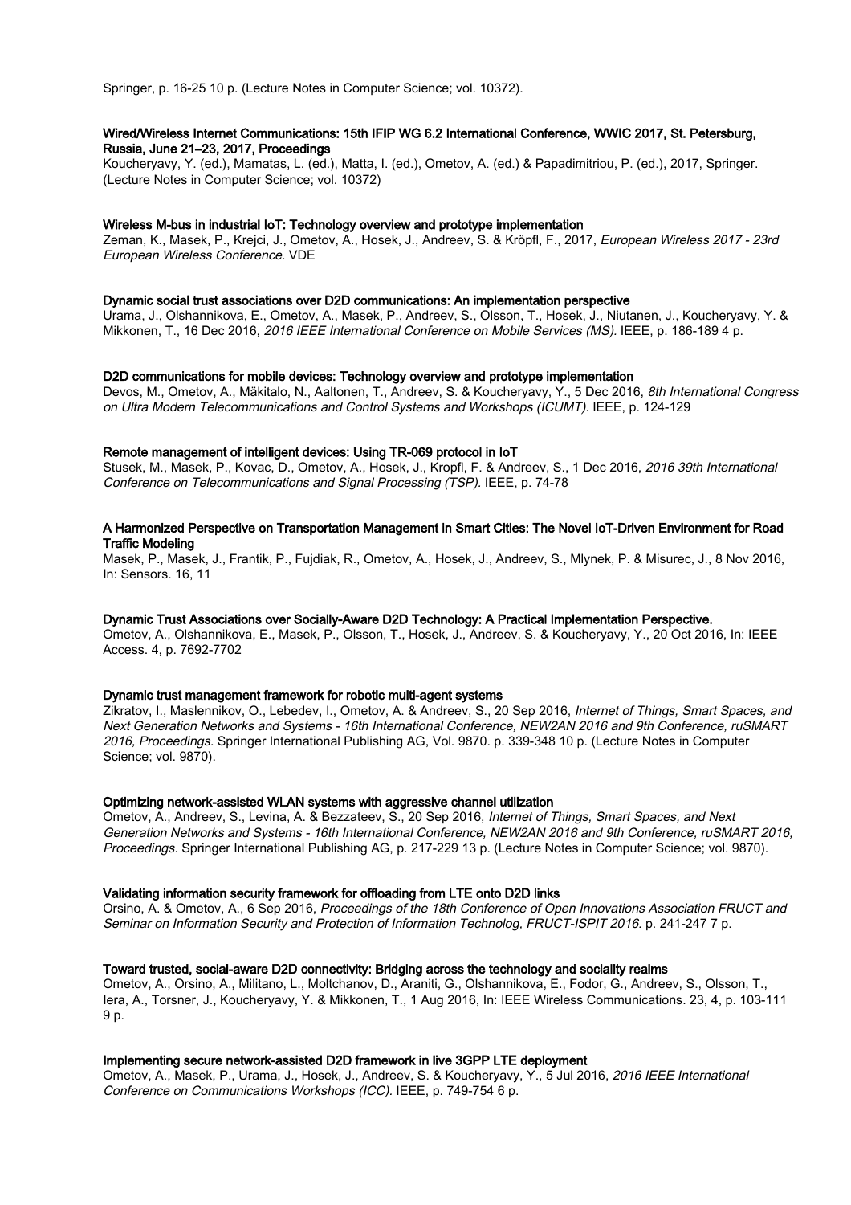Springer, p. 16-25 10 p. (Lecture Notes in Computer Science; vol. 10372).

**Wired/Wireless Internet Communications: 15th IFIP WG 6.2 International Conference, WWIC 2017, St. Petersburg, Russia, June 21–23, 2017, Proceedings**
Koucheryavy, Y. (ed.), Mamatas, L. (ed.), Matta, I. (ed.), Ometov, A. (ed.) & Papadimitriou, P. (ed.), 2017, Springer. (Lecture Notes in Computer Science; vol. 10372)

**Wireless M-bus in industrial IoT: Technology overview and prototype implementation**
Zeman, K., Masek, P., Krejci, J., Ometov, A., Hosek, J., Andreev, S. & Kröpfl, F., 2017, *European Wireless 2017 - 23rd European Wireless Conference.* VDE

**Dynamic social trust associations over D2D communications: An implementation perspective**
Urama, J., Olshannikova, E., Ometov, A., Masek, P., Andreev, S., Olsson, T., Hosek, J., Niutanen, J., Koucheryavy, Y. & Mikkonen, T., 16 Dec 2016, *2016 IEEE International Conference on Mobile Services (MS).* IEEE, p. 186-189 4 p.

**D2D communications for mobile devices: Technology overview and prototype implementation**
Devos, M., Ometov, A., Mäkitalo, N., Aaltonen, T., Andreev, S. & Koucheryavy, Y., 5 Dec 2016, *8th International Congress on Ultra Modern Telecommunications and Control Systems and Workshops (ICUMT).* IEEE, p. 124-129

**Remote management of intelligent devices: Using TR-069 protocol in IoT**
Stusek, M., Masek, P., Kovac, D., Ometov, A., Hosek, J., Kropfl, F. & Andreev, S., 1 Dec 2016, *2016 39th International Conference on Telecommunications and Signal Processing (TSP).* IEEE, p. 74-78

**A Harmonized Perspective on Transportation Management in Smart Cities: The Novel IoT-Driven Environment for Road Traffic Modeling**
Masek, P., Masek, J., Frantik, P., Fujdiak, R., Ometov, A., Hosek, J., Andreev, S., Mlynek, P. & Misurec, J., 8 Nov 2016, In: Sensors. 16, 11

**Dynamic Trust Associations over Socially-Aware D2D Technology: A Practical Implementation Perspective.**
Ometov, A., Olshannikova, E., Masek, P., Olsson, T., Hosek, J., Andreev, S. & Koucheryavy, Y., 20 Oct 2016, In: IEEE Access. 4, p. 7692-7702

**Dynamic trust management framework for robotic multi-agent systems**
Zikratov, I., Maslennikov, O., Lebedev, I., Ometov, A. & Andreev, S., 20 Sep 2016, *Internet of Things, Smart Spaces, and Next Generation Networks and Systems - 16th International Conference, NEW2AN 2016 and 9th Conference, ruSMART 2016, Proceedings.* Springer International Publishing AG, Vol. 9870. p. 339-348 10 p. (Lecture Notes in Computer Science; vol. 9870).

**Optimizing network-assisted WLAN systems with aggressive channel utilization**
Ometov, A., Andreev, S., Levina, A. & Bezzateev, S., 20 Sep 2016, *Internet of Things, Smart Spaces, and Next Generation Networks and Systems - 16th International Conference, NEW2AN 2016 and 9th Conference, ruSMART 2016, Proceedings.* Springer International Publishing AG, p. 217-229 13 p. (Lecture Notes in Computer Science; vol. 9870).

**Validating information security framework for offloading from LTE onto D2D links**
Orsino, A. & Ometov, A., 6 Sep 2016, *Proceedings of the 18th Conference of Open Innovations Association FRUCT and Seminar on Information Security and Protection of Information Technolog, FRUCT-ISPIT 2016.* p. 241-247 7 p.

**Toward trusted, social-aware D2D connectivity: Bridging across the technology and sociality realms**
Ometov, A., Orsino, A., Militano, L., Moltchanov, D., Araniti, G., Olshannikova, E., Fodor, G., Andreev, S., Olsson, T., Iera, A., Torsner, J., Koucheryavy, Y. & Mikkonen, T., 1 Aug 2016, In: IEEE Wireless Communications. 23, 4, p. 103-111 9 p.

**Implementing secure network-assisted D2D framework in live 3GPP LTE deployment**
Ometov, A., Masek, P., Urama, J., Hosek, J., Andreev, S. & Koucheryavy, Y., 5 Jul 2016, *2016 IEEE International Conference on Communications Workshops (ICC).* IEEE, p. 749-754 6 p.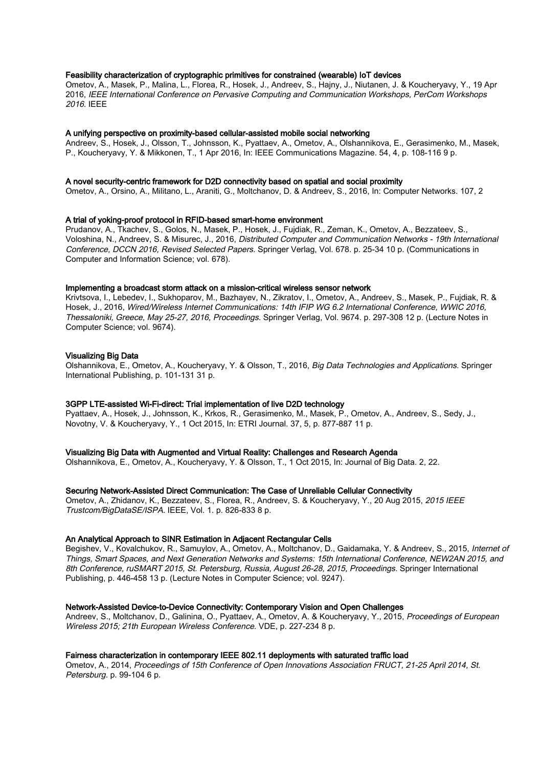**Feasibility characterization of cryptographic primitives for constrained (wearable) IoT devices**
Ometov, A., Masek, P., Malina, L., Florea, R., Hosek, J., Andreev, S., Hajny, J., Niutanen, J. & Koucheryavy, Y., 19 Apr 2016, *IEEE International Conference on Pervasive Computing and Communication Workshops, PerCom Workshops 2016.* IEEE

**A unifying perspective on proximity-based cellular-assisted mobile social networking**
Andreev, S., Hosek, J., Olsson, T., Johnsson, K., Pyattaev, A., Ometov, A., Olshannikova, E., Gerasimenko, M., Masek, P., Koucheryavy, Y. & Mikkonen, T., 1 Apr 2016, In: IEEE Communications Magazine. 54, 4, p. 108-116 9 p.

**A novel security-centric framework for D2D connectivity based on spatial and social proximity**
Ometov, A., Orsino, A., Militano, L., Araniti, G., Moltchanov, D. & Andreev, S., 2016, In: Computer Networks. 107, 2

**A trial of yoking-proof protocol in RFID-based smart-home environment**
Prudanov, A., Tkachev, S., Golos, N., Masek, P., Hosek, J., Fujdiak, R., Zeman, K., Ometov, A., Bezzateev, S., Voloshina, N., Andreev, S. & Misurec, J., 2016, *Distributed Computer and Communication Networks - 19th International Conference, DCCN 2016, Revised Selected Papers.* Springer Verlag, Vol. 678. p. 25-34 10 p. (Communications in Computer and Information Science; vol. 678).

**Implementing a broadcast storm attack on a mission-critical wireless sensor network**
Krivtsova, I., Lebedev, I., Sukhoparov, M., Bazhayev, N., Zikratov, I., Ometov, A., Andreev, S., Masek, P., Fujdiak, R. & Hosek, J., 2016, *Wired/Wireless Internet Communications: 14th IFIP WG 6.2 International Conference, WWIC 2016, Thessaloniki, Greece, May 25-27, 2016, Proceedings.* Springer Verlag, Vol. 9674. p. 297-308 12 p. (Lecture Notes in Computer Science; vol. 9674).

**Visualizing Big Data**
Olshannikova, E., Ometov, A., Koucheryavy, Y. & Olsson, T., 2016, *Big Data Technologies and Applications.* Springer International Publishing, p. 101-131 31 p.

**3GPP LTE-assisted Wi-Fi-direct: Trial implementation of live D2D technology**
Pyattaev, A., Hosek, J., Johnsson, K., Krkos, R., Gerasimenko, M., Masek, P., Ometov, A., Andreev, S., Sedy, J., Novotny, V. & Koucheryavy, Y., 1 Oct 2015, In: ETRI Journal. 37, 5, p. 877-887 11 p.

**Visualizing Big Data with Augmented and Virtual Reality: Challenges and Research Agenda**
Olshannikova, E., Ometov, A., Koucheryavy, Y. & Olsson, T., 1 Oct 2015, In: Journal of Big Data. 2, 22.

**Securing Network-Assisted Direct Communication: The Case of Unreliable Cellular Connectivity**
Ometov, A., Zhidanov, K., Bezzateev, S., Florea, R., Andreev, S. & Koucheryavy, Y., 20 Aug 2015, *2015 IEEE Trustcom/BigDataSE/ISPA.* IEEE, Vol. 1. p. 826-833 8 p.

**An Analytical Approach to SINR Estimation in Adjacent Rectangular Cells**
Begishev, V., Kovalchukov, R., Samuylov, A., Ometov, A., Moltchanov, D., Gaidamaka, Y. & Andreev, S., 2015, *Internet of Things, Smart Spaces, and Next Generation Networks and Systems: 15th International Conference, NEW2AN 2015, and 8th Conference, ruSMART 2015, St. Petersburg, Russia, August 26-28, 2015, Proceedings.* Springer International Publishing, p. 446-458 13 p. (Lecture Notes in Computer Science; vol. 9247).

**Network-Assisted Device-to-Device Connectivity: Contemporary Vision and Open Challenges**
Andreev, S., Moltchanov, D., Galinina, O., Pyattaev, A., Ometov, A. & Koucheryavy, Y., 2015, *Proceedings of European Wireless 2015; 21th European Wireless Conference.* VDE, p. 227-234 8 p.

**Fairness characterization in contemporary IEEE 802.11 deployments with saturated traffic load**
Ometov, A., 2014, *Proceedings of 15th Conference of Open Innovations Association FRUCT, 21-25 April 2014, St. Petersburg.* p. 99-104 6 p.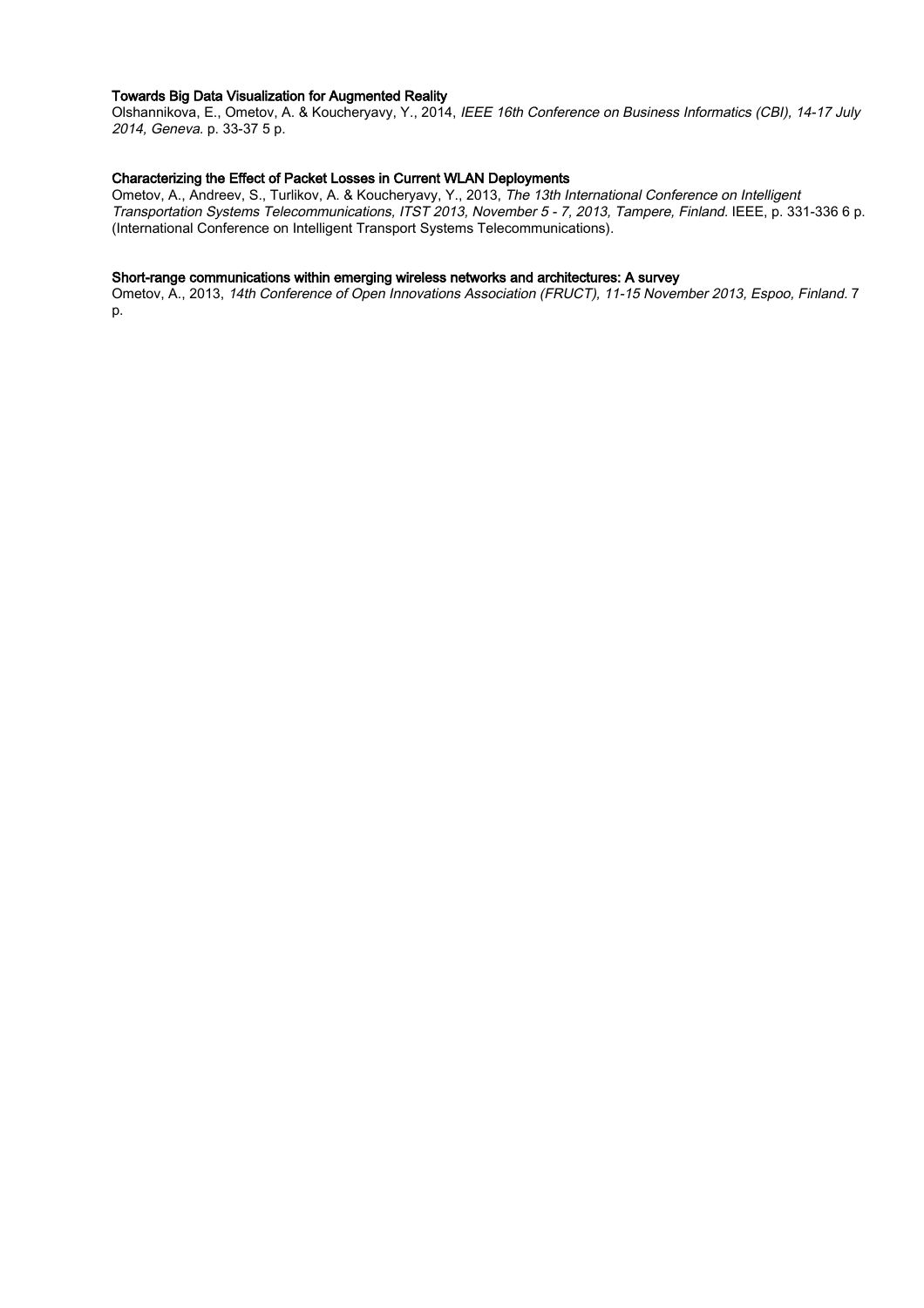**Towards Big Data Visualization for Augmented Reality**
Olshannikova, E., Ometov, A. & Koucheryavy, Y., 2014, *IEEE 16th Conference on Business Informatics (CBI), 14-17 July 2014, Geneva.* p. 33-37 5 p.

**Characterizing the Effect of Packet Losses in Current WLAN Deployments**
Ometov, A., Andreev, S., Turlikov, A. & Koucheryavy, Y., 2013, *The 13th International Conference on Intelligent Transportation Systems Telecommunications, ITST 2013, November 5 - 7, 2013, Tampere, Finland.* IEEE, p. 331-336 6 p. (International Conference on Intelligent Transport Systems Telecommunications).

**Short-range communications within emerging wireless networks and architectures: A survey**
Ometov, A., 2013, *14th Conference of Open Innovations Association (FRUCT), 11-15 November 2013, Espoo, Finland.* 7 p.